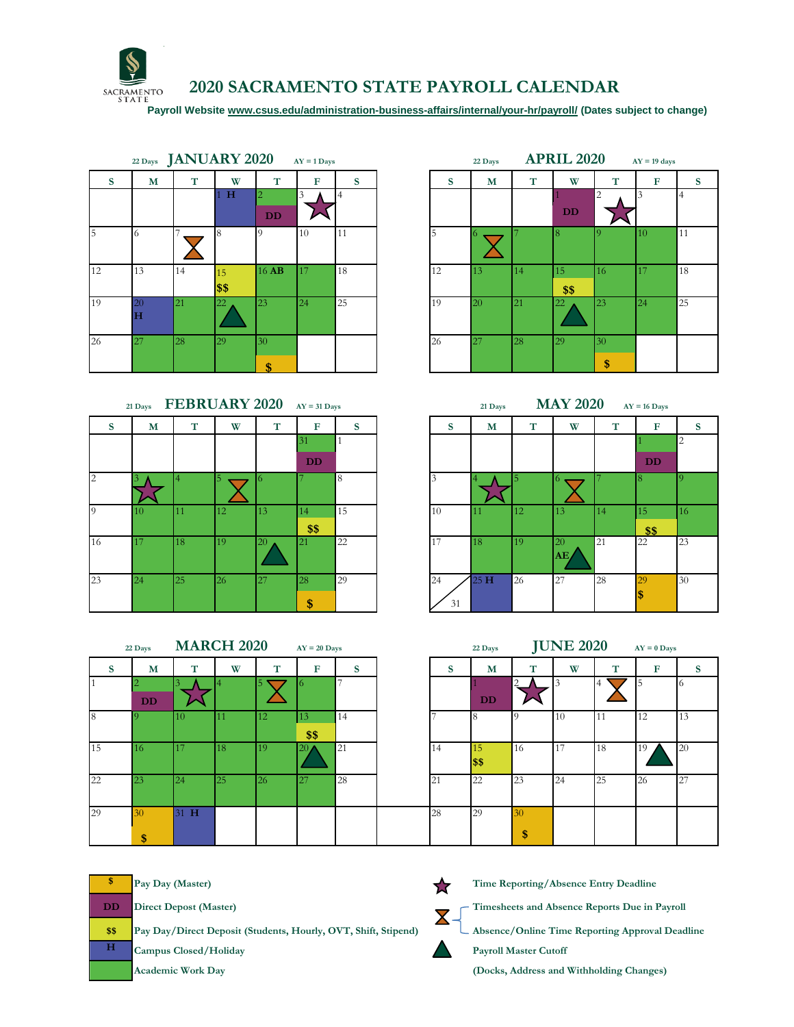# 2020 SACRAMENTO STATE PAYROLL CALENDAR

**Payroll Website www.csus.edu/administration-business-affairs/internal/your-hr/payroll/ (Dates subject to change)**

## JANUARY 2020

22 Days — AY = 1 Days

| S | M | T | W | T | F | S |
|---|---|---|---|---|---|---|
| | | | 1 H | 2 DD | 3 ★ | 4 |
| 5 | 6 | 7 ⧗ | 8 | 9 | 10 | 11 |
| 12 | 13 | 14 | 15 $$ | 16 AB | 17 | 18 |
| 19 | 20 H | 21 | 22 ▲ | 23 | 24 | 25 |
| 26 | 27 | 28 | 29 | 30 $ | | |

## FEBRUARY 2020

21 Days — AY = 31 Days

| S | M | T | W | T | F | S |
|---|---|---|---|---|---|---|
| | | | | | 31 DD | 1 |
| 2 | 3 ★ | 4 | 5 ⧗ | 6 | 7 | 8 |
| 9 | 10 | 11 | 12 | 13 | 14 $$ | 15 |
| 16 | 17 | 18 | 19 | 20 ▲ | 21 | 22 |
| 23 | 24 | 25 | 26 | 27 | 28 $ | 29 |

## MARCH 2020

22 Days — AY = 20 Days

| S | M | T | W | T | F | S |
|---|---|---|---|---|---|---|
| 1 | 2 DD | 3 ★ | 4 | 5 ⧗ | 6 | 7 |
| 8 | 9 | 10 | 11 | 12 | 13 $$ | 14 |
| 15 | 16 | 17 | 18 | 19 | 20 ▲ | 21 |
| 22 | 23 | 24 | 25 | 26 | 27 | 28 |
| 29 | 30 $ | 31 H | | | | |

## APRIL 2020

22 Days — AY = 19 days

| S | M | T | W | T | F | S |
|---|---|---|---|---|---|---|
| | | | 1 DD | 2 ★ | 3 | 4 |
| 5 | 6 ⧗ | 7 | 8 | 9 | 10 | 11 |
| 12 | 13 | 14 | 15 $$ | 16 | 17 | 18 |
| 19 | 20 | 21 | 22 ▲ | 23 | 24 | 25 |
| 26 | 27 | 28 | 29 | 30 $ | | |

## MAY 2020

21 Days — AY = 16 Days

| S | M | T | W | T | F | S |
|---|---|---|---|---|---|---|
| | | | | | 1 DD | 2 |
| 3 | 4 ★ | 5 | 6 ⧗ | 7 | 8 | 9 |
| 10 | 11 | 12 | 13 | 14 | 15 $$ | 16 |
| 17 | 18 | 19 | 20 AE ▲ | 21 | 22 | 23 |
| 24 / 31 | 25 H | 26 | 27 | 28 | 29 $ | 30 |

## JUNE 2020

22 Days — AY = 0 Days

| S | M | T | W | T | F | S |
|---|---|---|---|---|---|---|
| | 1 DD | 2 ★ | 3 | 4 ⧗ | 5 | 6 |
| 7 | 8 | 9 | 10 | 11 | 12 | 13 |
| 14 | 15 $$ | 16 | 17 | 18 | 19 ▲ | 20 |
| 21 | 22 | 23 | 24 | 25 | 26 | 27 |
| 28 | 29 | 30 $ | | | | |

## Legend

- **$** — Pay Day (Master)
- **DD** — Direct Depost (Master)
- **$$** — Pay Day/Direct Deposit (Students, Hourly, OVT, Shift, Stipend)
- **H** — Campus Closed/Holiday
- (Green) — Academic Work Day
- ★ — Time Reporting/Absence Entry Deadline
- ⧗ — Timesheets and Absence Reports Due in Payroll; Absence/Online Time Reporting Approval Deadline
- ▲ — Payroll Master Cutoff (Docks, Address and Withholding Changes)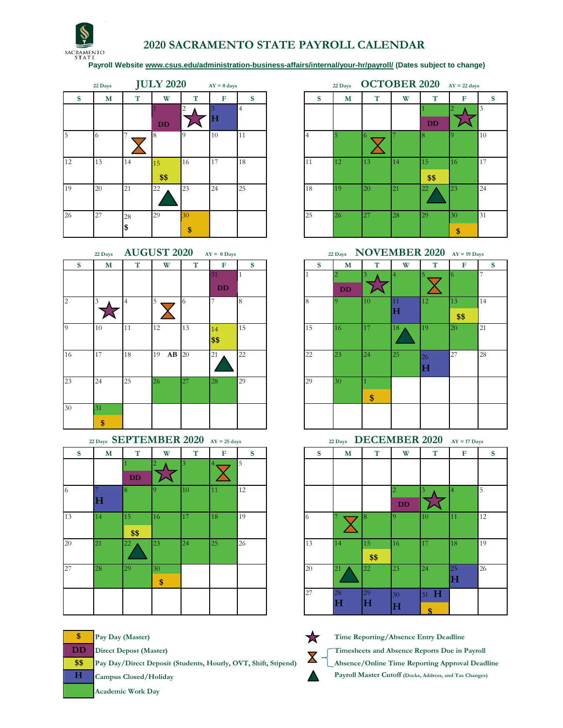# 2020 SACRAMENTO STATE PAYROLL CALENDAR

**Payroll Website www.csus.edu/administration-business-affairs/internal/your-hr/payroll/ (Dates subject to change)**

## JULY 2020

22 Days | AY = 0 days

| S | M | T | W | T | F | S |
|---|---|---|---|---|---|---|
| | | | 1 DD | 2 ★ | 3 H | 4 |
| 5 | 6 | 7 ⧗ | 8 | 9 | 10 | 11 |
| 12 | 13 | 14 | 15 $$ | 16 | 17 | 18 |
| 19 | 20 | 21 | 22 ▲ | 23 | 24 | 25 |
| 26 | 27 | 28 $ | 29 | 30 $ | | |

## AUGUST 2020

22 Days | AY = 0 Days

| S | M | T | W | T | F | S |
|---|---|---|---|---|---|---|
| | | | | | 31 DD | 1 |
| 2 | 3 ★ | 4 | 5 ⧗ | 6 | 7 | 8 |
| 9 | 10 | 11 | 12 | 13 | 14 $$ | 15 |
| 16 | 17 | 18 | 19 AB | 20 | 21 ▲ | 22 |
| 23 | 24 | 25 | 26 | 27 | 28 | 29 |
| 30 | 31 $ | | | | | |

## SEPTEMBER 2020

22 Days | AY = 25 days

| S | M | T | W | T | F | S |
|---|---|---|---|---|---|---|
| | | 1 DD | 2 ★ | 3 | 4 ⧗ | 5 |
| 6 | 7 H | 8 | 9 | 10 | 11 | 12 |
| 13 | 14 | 15 $$ | 16 | 17 | 18 | 19 |
| 20 | 21 | 22 ▲ | 23 | 24 | 25 | 26 |
| 27 | 28 | 29 | 30 $ | | | |

## OCTOBER 2020

22 Days | AY = 22 days

| S | M | T | W | T | F | S |
|---|---|---|---|---|---|---|
| | | | | 1 DD | 2 ★ | 3 |
| 4 | 5 | 6 ⧗ | 7 | 8 | 9 | 10 |
| 11 | 12 | 13 | 14 | 15 $$ | 16 | 17 |
| 18 | 19 | 20 | 21 | 22 ▲ | 23 | 24 |
| 25 | 26 | 27 | 28 | 29 | 30 $ | 31 |

## NOVEMBER 2020

22 Days | AY = 19 Days

| S | M | T | W | T | F | S |
|---|---|---|---|---|---|---|
| 1 | 2 DD | 3 ★ | 4 | 5 ⧗ | 6 | 7 |
| 8 | 9 | 10 | 11 H | 12 | 13 $$ | 14 |
| 15 | 16 | 17 | 18 ▲ | 19 | 20 | 21 |
| 22 | 23 | 24 | 25 | 26 H | 27 | 28 |
| 29 | 30 | 1 $ | | | | |

## DECEMBER 2020

22 Days | AY = 17 Days

| S | M | T | W | T | F | S |
|---|---|---|---|---|---|---|
| | | | 2 DD | 3 ★ | 4 | 5 |
| 6 | 7 ⧗ | 8 | 9 | 10 | 11 | 12 |
| 13 | 14 | 15 $$ | 16 | 17 | 18 | 19 |
| 20 | 21 ▲ | 22 | 23 | 24 | 25 H | 26 |
| 27 | 28 H | 29 H | 30 H | 31 H $ | | |

**Legend:**

- $ — Pay Day (Master)
- DD — Direct Depost (Master)
- $$ — Pay Day/Direct Deposit (Students, Hourly, OVT, Shift, Stipend)
- H — Campus Closed/Holiday
- (Green) — Academic Work Day
- ★ — Time Reporting/Absence Entry Deadline
- ⧗ — Timesheets and Absence Reports Due in Payroll / Absence/Online Time Reporting Approval Deadline
- ▲ — Payroll Master Cutoff (Docks, Address, and Tax Changes)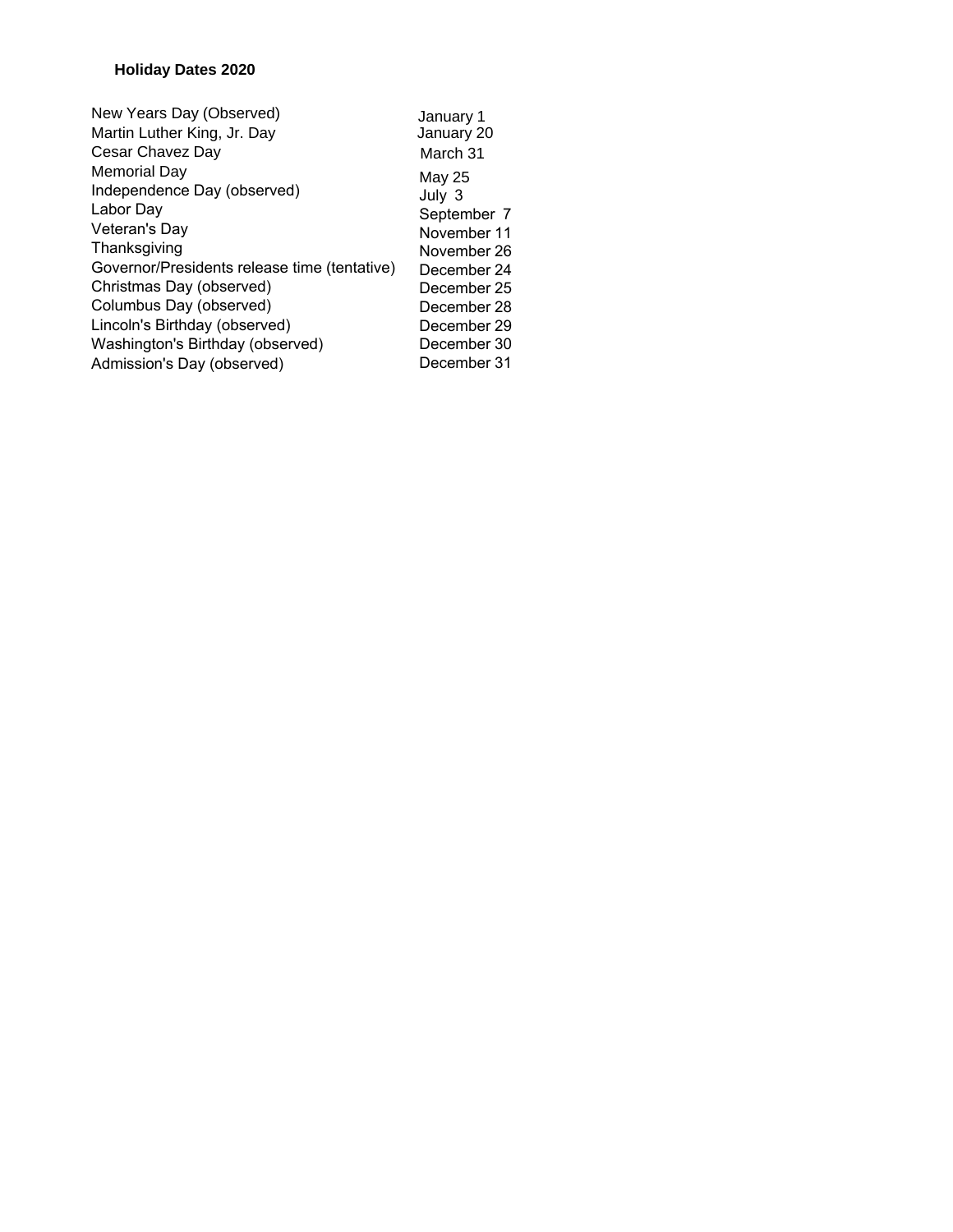**Holiday Dates 2020**

| | |
|---|---|
| New Years Day (Observed) | January 1 |
| Martin Luther King, Jr. Day | January 20 |
| Cesar Chavez Day | March 31 |
| Memorial Day | May 25 |
| Independence Day (observed) | July 3 |
| Labor Day | September 7 |
| Veteran's Day | November 11 |
| Thanksgiving | November 26 |
| Governor/Presidents release time (tentative) | December 24 |
| Christmas Day (observed) | December 25 |
| Columbus Day (observed) | December 28 |
| Lincoln's Birthday (observed) | December 29 |
| Washington's Birthday (observed) | December 30 |
| Admission's Day (observed) | December 31 |